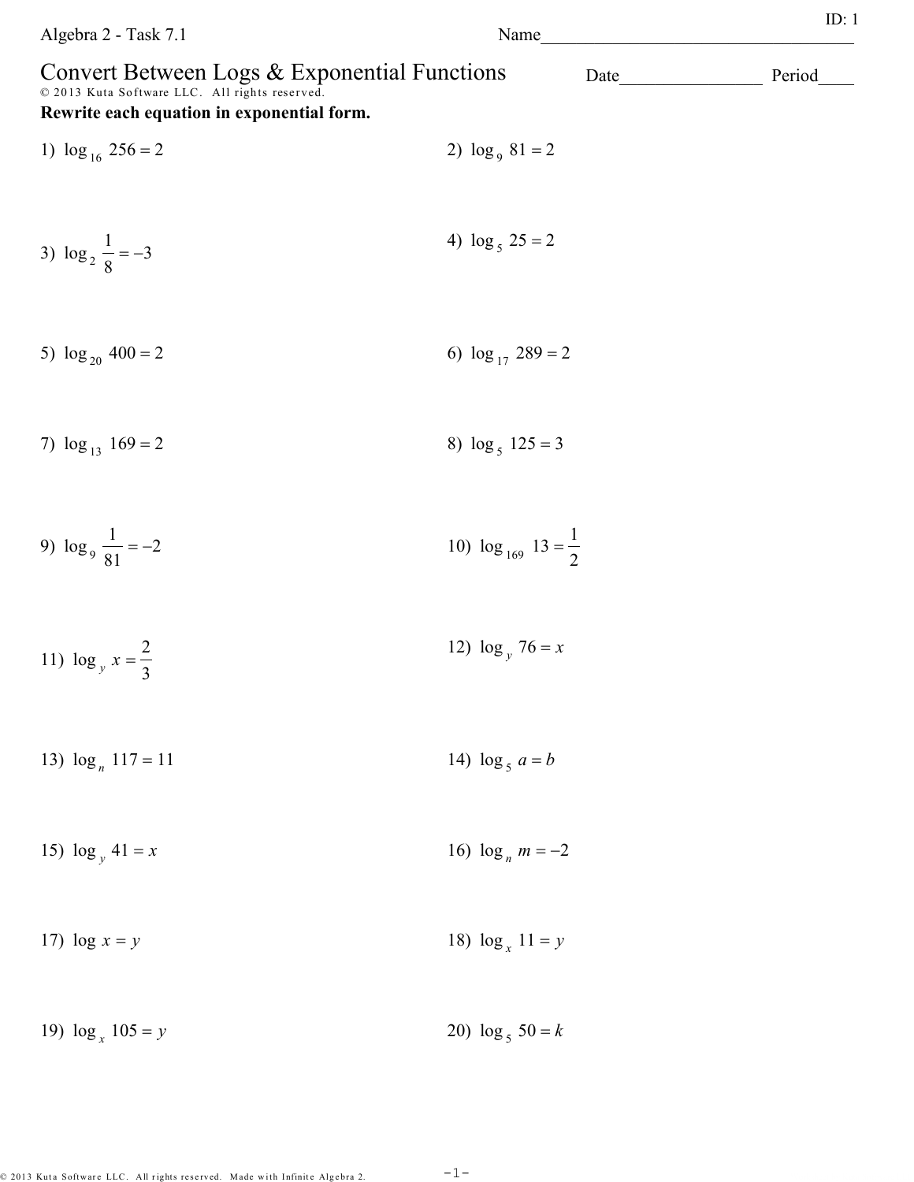Algebra 2 - Task 7.1

Name____________________________________

ID: 1

# Convert Between Logs & Exponential Functions

Date________________ Period____

© 2013 Kuta Software LLC. All rights reserved.

**Rewrite each equation in exponential form.**

1) $\log_{16} 256 = 2$

2) $\log_{9} 81 = 2$

3) $\log_{2} \frac{1}{8} = -3$

4) $\log_{5} 25 = 2$

5) $\log_{20} 400 = 2$

6) $\log_{17} 289 = 2$

7) $\log_{13} 169 = 2$

8) $\log_{5} 125 = 3$

9) $\log_{9} \frac{1}{81} = -2$

10) $\log_{169} 13 = \frac{1}{2}$

11) $\log_{y} x = \frac{2}{3}$

12) $\log_{y} 76 = x$

13) $\log_{n} 117 = 11$

14) $\log_{5} a = b$

15) $\log_{y} 41 = x$

16) $\log_{n} m = -2$

17) $\log x = y$

18) $\log_{x} 11 = y$

19) $\log_{x} 105 = y$

20) $\log_{5} 50 = k$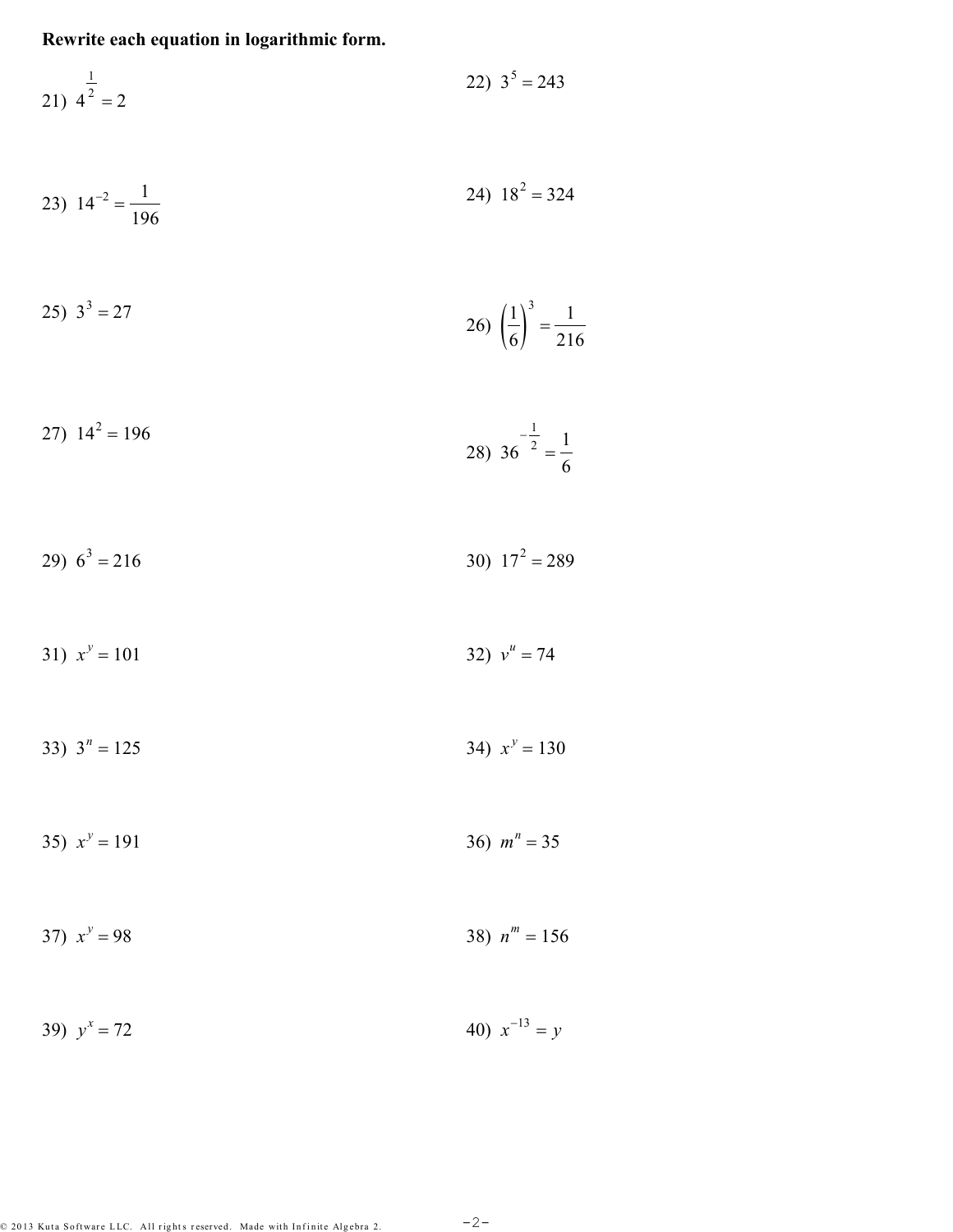**Rewrite each equation in logarithmic form.**

21) $4^{\frac{1}{2}} = 2$

22) $3^5 = 243$

23) $14^{-2} = \frac{1}{196}$

24) $18^2 = 324$

25) $3^3 = 27$

26) $\left(\frac{1}{6}\right)^3 = \frac{1}{216}$

27) $14^2 = 196$

28) $36^{-\frac{1}{2}} = \frac{1}{6}$

29) $6^3 = 216$

30) $17^2 = 289$

31) $x^y = 101$

32) $v^u = 74$

33) $3^n = 125$

34) $x^y = 130$

35) $x^y = 191$

36) $m^n = 35$

37) $x^y = 98$

38) $n^m = 156$

39) $y^x = 72$

40) $x^{-13} = y$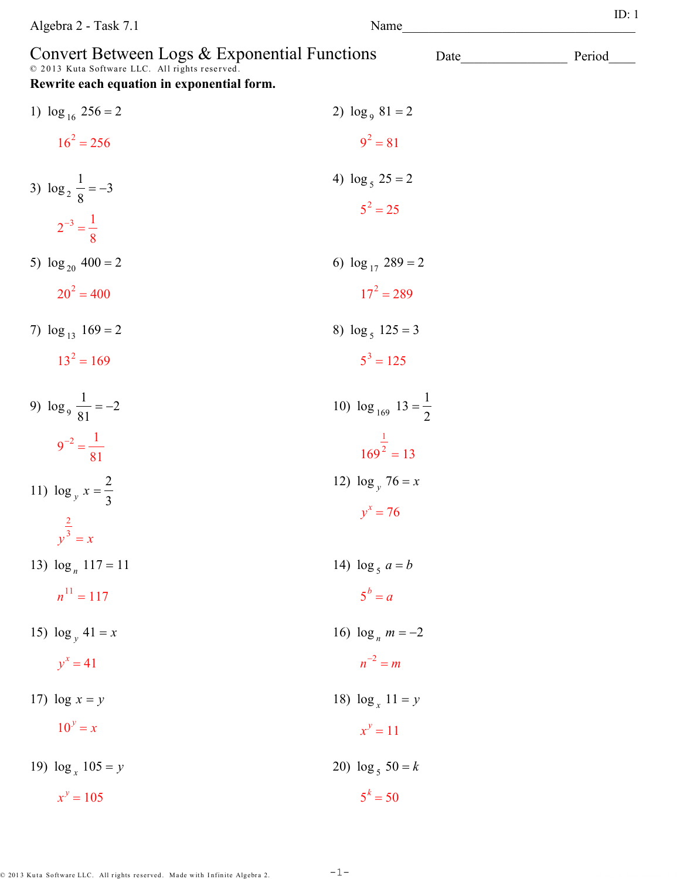Algebra 2 - Task 7.1

Name________________________________

ID: 1

# Convert Between Logs & Exponential Functions

Date________________ Period____

© 2013 Kuta Software LLC. All rights reserved.

**Rewrite each equation in exponential form.**

1) $\log_{16} 256 = 2$

$16^2 = 256$

2) $\log_9 81 = 2$

$9^2 = 81$

3) $\log_2 \frac{1}{8} = -3$

$2^{-3} = \frac{1}{8}$

4) $\log_5 25 = 2$

$5^2 = 25$

5) $\log_{20} 400 = 2$

$20^2 = 400$

6) $\log_{17} 289 = 2$

$17^2 = 289$

7) $\log_{13} 169 = 2$

$13^2 = 169$

8) $\log_5 125 = 3$

$5^3 = 125$

9) $\log_9 \frac{1}{81} = -2$

$9^{-2} = \frac{1}{81}$

10) $\log_{169} 13 = \frac{1}{2}$

$169^{\frac{1}{2}} = 13$

11) $\log_y x = \frac{2}{3}$

$y^{\frac{2}{3}} = x$

12) $\log_y 76 = x$

$y^x = 76$

13) $\log_n 117 = 11$

$n^{11} = 117$

14) $\log_5 a = b$

$5^b = a$

15) $\log_y 41 = x$

$y^x = 41$

16) $\log_n m = -2$

$n^{-2} = m$

17) $\log x = y$

$10^y = x$

18) $\log_x 11 = y$

$x^y = 11$

19) $\log_x 105 = y$

$x^y = 105$

20) $\log_5 50 = k$

$5^k = 50$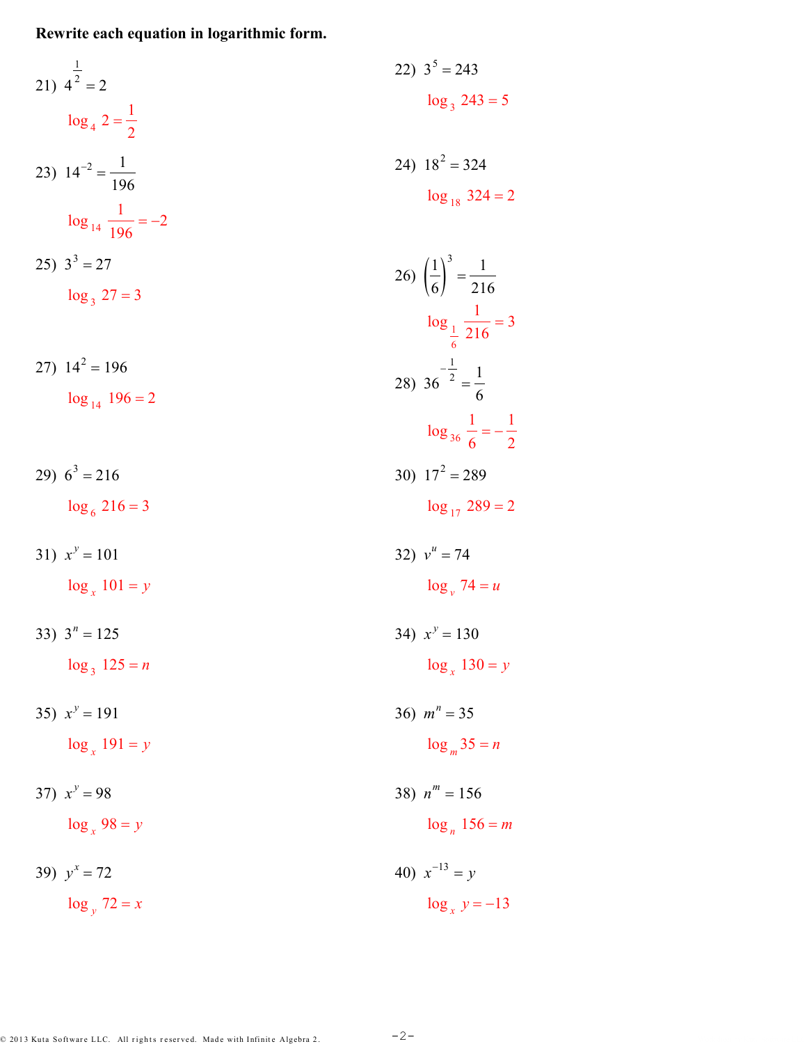**Rewrite each equation in logarithmic form.**

21) $4^{\frac{1}{2}} = 2$

$\log_4 2 = \frac{1}{2}$

22) $3^5 = 243$

$\log_3 243 = 5$

23) $14^{-2} = \frac{1}{196}$

$\log_{14} \frac{1}{196} = -2$

24) $18^2 = 324$

$\log_{18} 324 = 2$

25) $3^3 = 27$

$\log_3 27 = 3$

26) $\left(\frac{1}{6}\right)^3 = \frac{1}{216}$

$\log_{\frac{1}{6}} \frac{1}{216} = 3$

27) $14^2 = 196$

$\log_{14} 196 = 2$

28) $36^{-\frac{1}{2}} = \frac{1}{6}$

$\log_{36} \frac{1}{6} = -\frac{1}{2}$

29) $6^3 = 216$

$\log_6 216 = 3$

30) $17^2 = 289$

$\log_{17} 289 = 2$

31) $x^y = 101$

$\log_x 101 = y$

32) $v^u = 74$

$\log_v 74 = u$

33) $3^n = 125$

$\log_3 125 = n$

34) $x^y = 130$

$\log_x 130 = y$

35) $x^y = 191$

$\log_x 191 = y$

36) $m^n = 35$

$\log_m 35 = n$

37) $x^y = 98$

$\log_x 98 = y$

38) $n^m = 156$

$\log_n 156 = m$

39) $y^x = 72$

$\log_y 72 = x$

40) $x^{-13} = y$

$\log_x y = -13$

© 2013 Kuta Software LLC. All rights reserved. Made with Infinite Algebra 2.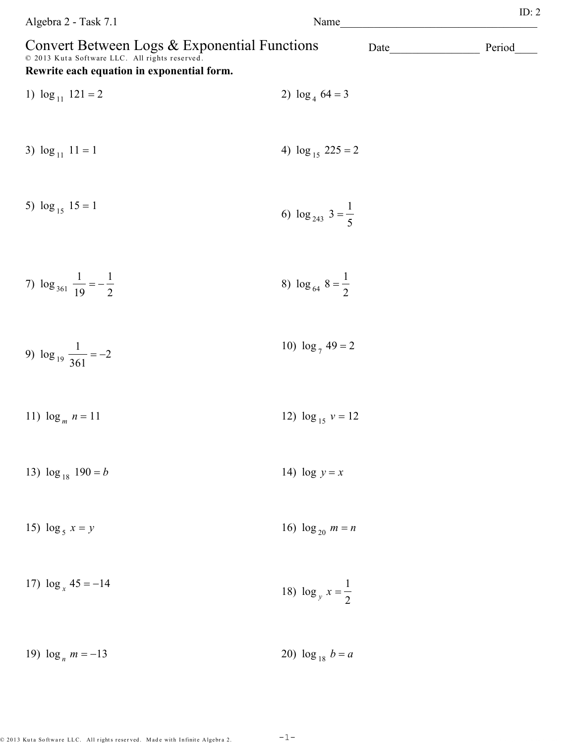Algebra 2 - Task 7.1

Name____________________________________

ID: 2

# Convert Between Logs & Exponential Functions

Date________________ Period____

© 2013 Kuta Software LLC. All rights reserved.

**Rewrite each equation in exponential form.**

1) $\log_{11} 121 = 2$

2) $\log_{4} 64 = 3$

3) $\log_{11} 11 = 1$

4) $\log_{15} 225 = 2$

5) $\log_{15} 15 = 1$

6) $\log_{243} 3 = \frac{1}{5}$

7) $\log_{361} \frac{1}{19} = -\frac{1}{2}$

8) $\log_{64} 8 = \frac{1}{2}$

9) $\log_{19} \frac{1}{361} = -2$

10) $\log_{7} 49 = 2$

11) $\log_{m} n = 11$

12) $\log_{15} v = 12$

13) $\log_{18} 190 = b$

14) $\log y = x$

15) $\log_{5} x = y$

16) $\log_{20} m = n$

17) $\log_{x} 45 = -14$

18) $\log_{y} x = \frac{1}{2}$

19) $\log_{n} m = -13$

20) $\log_{18} b = a$

© 2013 Kuta Software LLC. All rights reserved. Made with Infinite Algebra 2.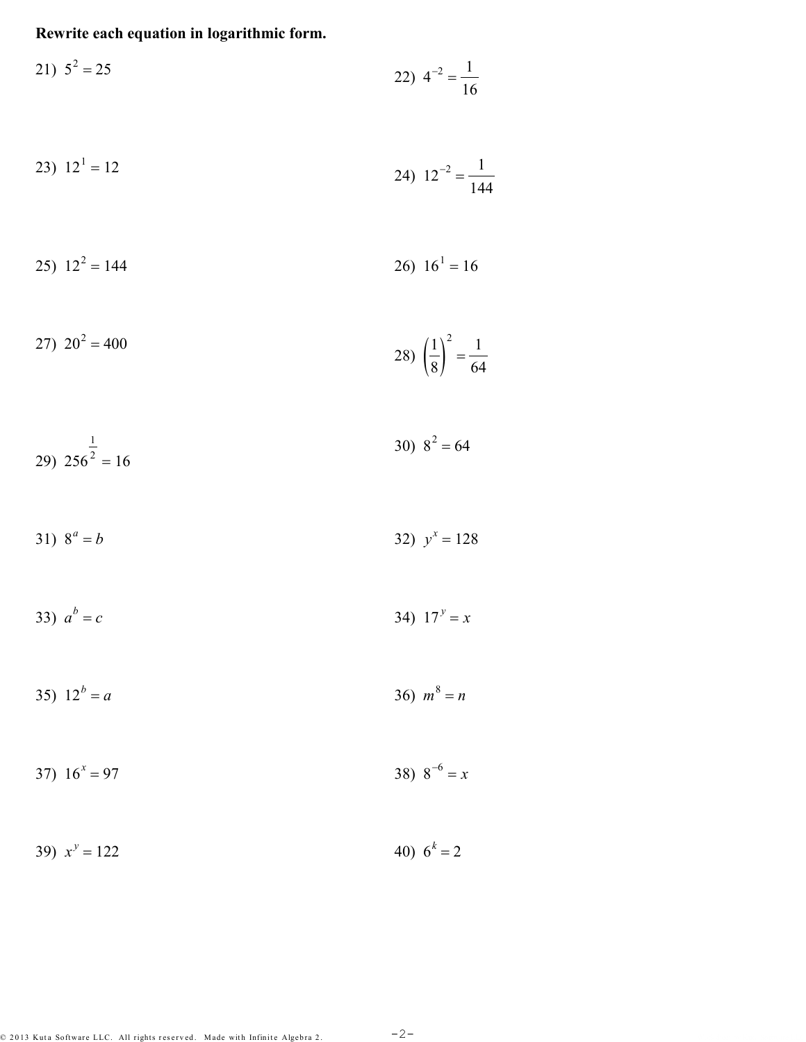**Rewrite each equation in logarithmic form.**

21) $5^2 = 25$

22) $4^{-2} = \frac{1}{16}$

23) $12^1 = 12$

24) $12^{-2} = \frac{1}{144}$

25) $12^2 = 144$

26) $16^1 = 16$

27) $20^2 = 400$

28) $\left(\frac{1}{8}\right)^2 = \frac{1}{64}$

29) $256^{\frac{1}{2}} = 16$

30) $8^2 = 64$

31) $8^a = b$

32) $y^x = 128$

33) $a^b = c$

34) $17^y = x$

35) $12^b = a$

36) $m^8 = n$

37) $16^x = 97$

38) $8^{-6} = x$

39) $x^y = 122$

40) $6^k = 2$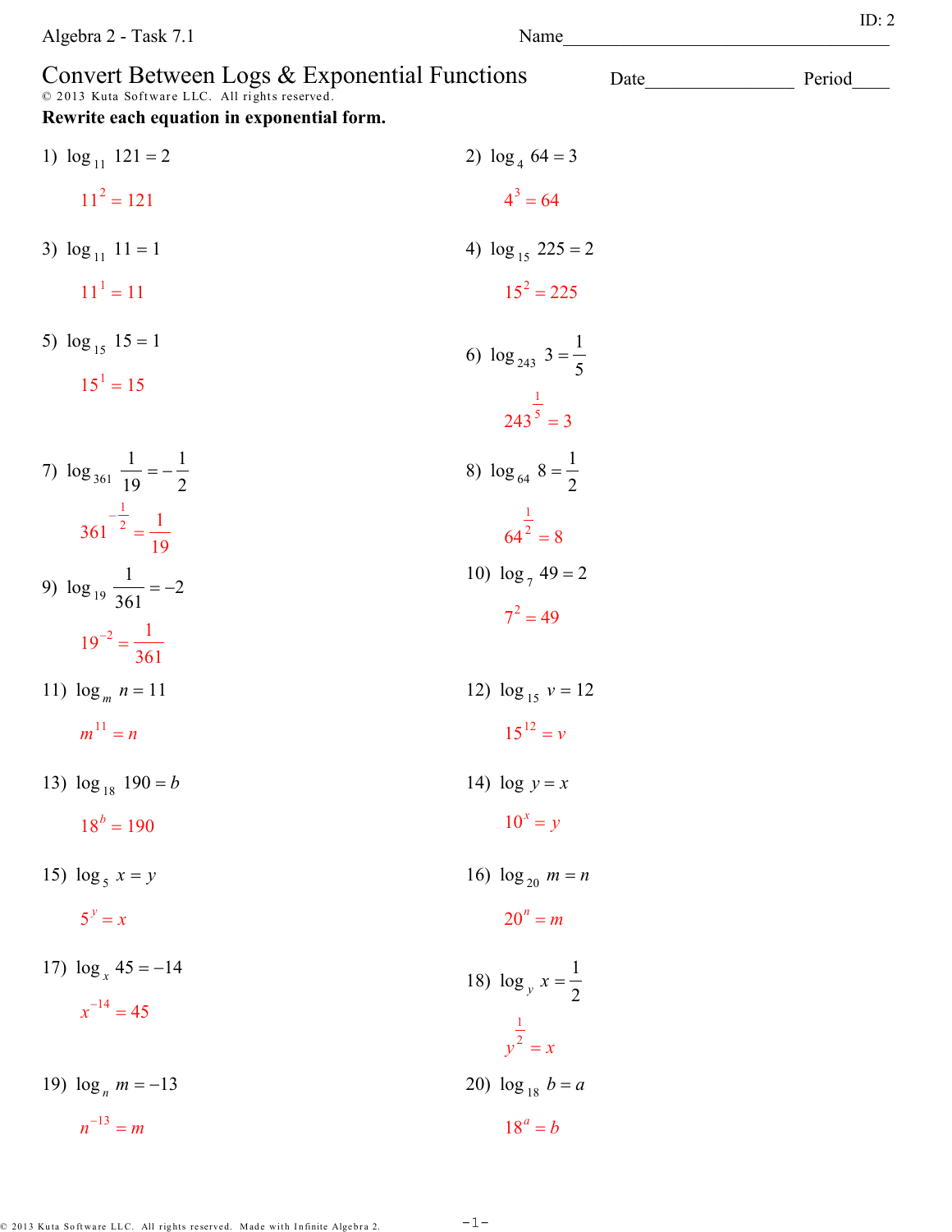Algebra 2 - Task 7.1

Name____________________________________

ID: 2

# Convert Between Logs & Exponential Functions

Date________________ Period____

© 2013 Kuta Software LLC. All rights reserved.

**Rewrite each equation in exponential form.**

1) $\log_{11} 121 = 2$

$11^2 = 121$

2) $\log_4 64 = 3$

$4^3 = 64$

3) $\log_{11} 11 = 1$

$11^1 = 11$

4) $\log_{15} 225 = 2$

$15^2 = 225$

5) $\log_{15} 15 = 1$

$15^1 = 15$

6) $\log_{243} 3 = \frac{1}{5}$

$243^{\frac{1}{5}} = 3$

7) $\log_{361} \frac{1}{19} = -\frac{1}{2}$

$361^{-\frac{1}{2}} = \frac{1}{19}$

8) $\log_{64} 8 = \frac{1}{2}$

$64^{\frac{1}{2}} = 8$

9) $\log_{19} \frac{1}{361} = -2$

$19^{-2} = \frac{1}{361}$

10) $\log_7 49 = 2$

$7^2 = 49$

11) $\log_m n = 11$

$m^{11} = n$

12) $\log_{15} v = 12$

$15^{12} = v$

13) $\log_{18} 190 = b$

$18^b = 190$

14) $\log y = x$

$10^x = y$

15) $\log_5 x = y$

$5^y = x$

16) $\log_{20} m = n$

$20^n = m$

17) $\log_x 45 = -14$

$x^{-14} = 45$

18) $\log_y x = \frac{1}{2}$

$y^{\frac{1}{2}} = x$

19) $\log_n m = -13$

$n^{-13} = m$

20) $\log_{18} b = a$

$18^a = b$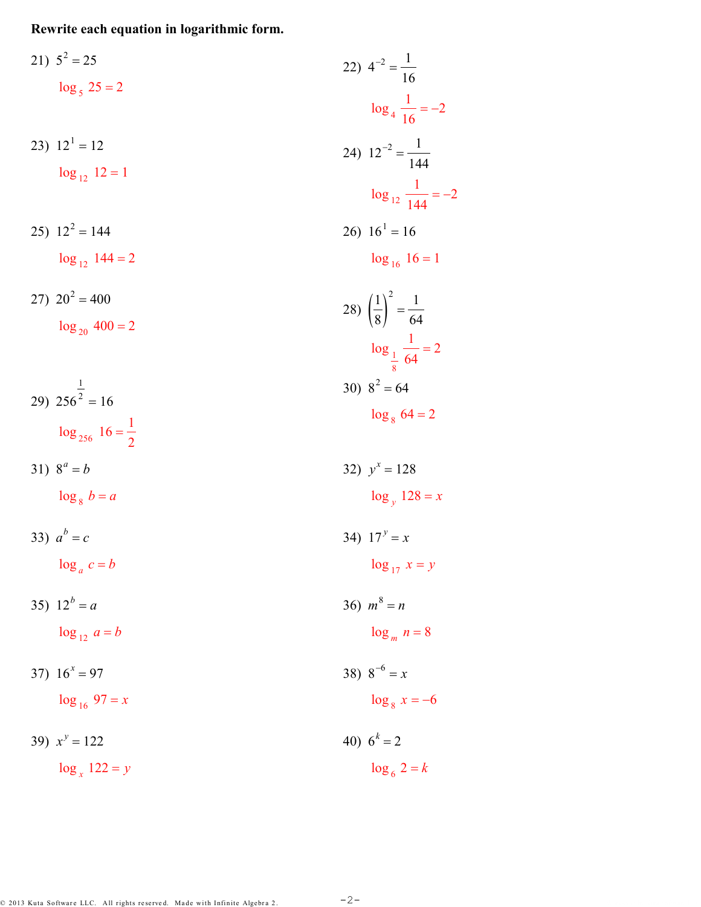**Rewrite each equation in logarithmic form.**

21) $5^2 = 25$

$\log_5 25 = 2$

22) $4^{-2} = \frac{1}{16}$

$\log_4 \frac{1}{16} = -2$

23) $12^1 = 12$

$\log_{12} 12 = 1$

24) $12^{-2} = \frac{1}{144}$

$\log_{12} \frac{1}{144} = -2$

25) $12^2 = 144$

$\log_{12} 144 = 2$

26) $16^1 = 16$

$\log_{16} 16 = 1$

27) $20^2 = 400$

$\log_{20} 400 = 2$

28) $\left(\frac{1}{8}\right)^2 = \frac{1}{64}$

$\log_{\frac{1}{8}} \frac{1}{64} = 2$

29) $256^{\frac{1}{2}} = 16$

$\log_{256} 16 = \frac{1}{2}$

30) $8^2 = 64$

$\log_8 64 = 2$

31) $8^a = b$

$\log_8 b = a$

32) $y^x = 128$

$\log_y 128 = x$

33) $a^b = c$

$\log_a c = b$

34) $17^y = x$

$\log_{17} x = y$

35) $12^b = a$

$\log_{12} a = b$

36) $m^8 = n$

$\log_m n = 8$

37) $16^x = 97$

$\log_{16} 97 = x$

38) $8^{-6} = x$

$\log_8 x = -6$

39) $x^y = 122$

$\log_x 122 = y$

40) $6^k = 2$

$\log_6 2 = k$

© 2013 Kuta Software LLC. All rights reserved. Made with Infinite Algebra 2.